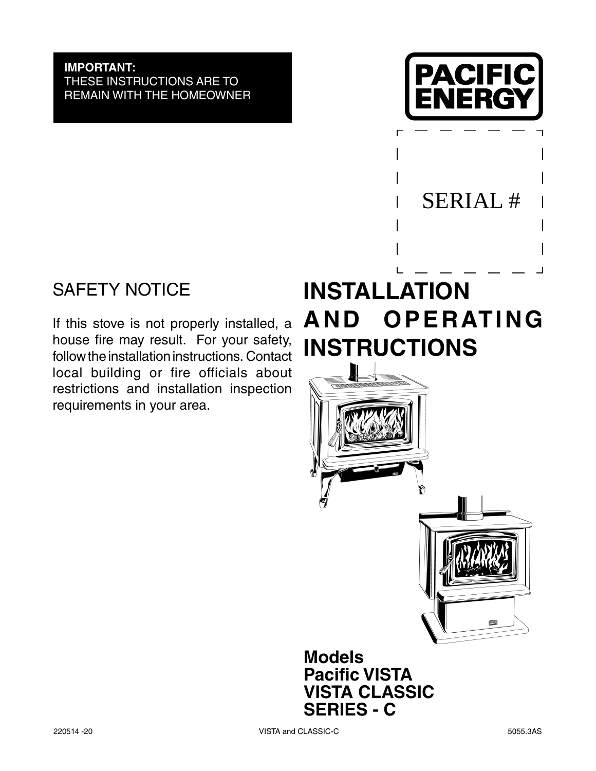**IMPORTANT:**
THESE INSTRUCTIONS ARE TO REMAIN WITH THE HOMEOWNER

PACIFIC ENERGY

SERIAL #

## SAFETY NOTICE

If this stove is not properly installed, a house fire may result. For your safety, follow the installation instructions. Contact local building or fire officials about restrictions and installation inspection requirements in your area.

# INSTALLATION AND OPERATING INSTRUCTIONS

**Models**
**Pacific VISTA**
**VISTA CLASSIC**
**SERIES - C**

220514 -20 VISTA and CLASSIC-C 5055.3AS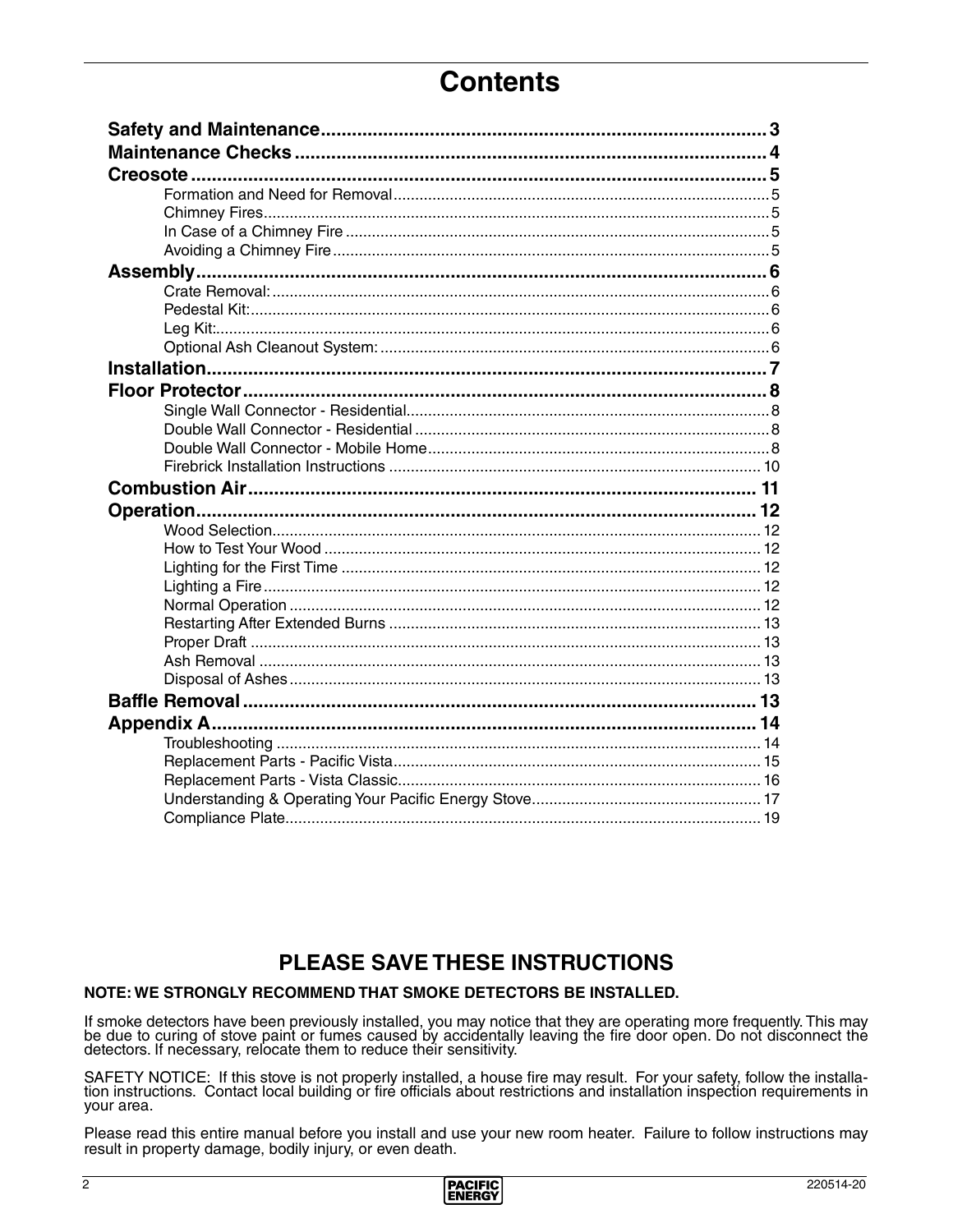# Contents

**Safety and Maintenance** ..... 3

**Maintenance Checks** ..... 4

**Creosote** ..... 5

- Formation and Need for Removal ..... 5
- Chimney Fires ..... 5
- In Case of a Chimney Fire ..... 5
- Avoiding a Chimney Fire ..... 5

**Assembly** ..... 6

- Crate Removal: ..... 6
- Pedestal Kit: ..... 6
- Leg Kit: ..... 6
- Optional Ash Cleanout System: ..... 6

**Installation** ..... 7

**Floor Protector** ..... 8

- Single Wall Connector - Residential ..... 8
- Double Wall Connector - Residential ..... 8
- Double Wall Connector - Mobile Home ..... 8
- Firebrick Installation Instructions ..... 10

**Combustion Air** ..... 11

**Operation** ..... 12

- Wood Selection ..... 12
- How to Test Your Wood ..... 12
- Lighting for the First Time ..... 12
- Lighting a Fire ..... 12
- Normal Operation ..... 12
- Restarting After Extended Burns ..... 13
- Proper Draft ..... 13
- Ash Removal ..... 13
- Disposal of Ashes ..... 13

**Baffle Removal** ..... 13

**Appendix A** ..... 14

- Troubleshooting ..... 14
- Replacement Parts - Pacific Vista ..... 15
- Replacement Parts - Vista Classic ..... 16
- Understanding & Operating Your Pacific Energy Stove ..... 17
- Compliance Plate ..... 19

## PLEASE SAVE THESE INSTRUCTIONS

**NOTE: WE STRONGLY RECOMMEND THAT SMOKE DETECTORS BE INSTALLED.**

If smoke detectors have been previously installed, you may notice that they are operating more frequently. This may be due to curing of stove paint or fumes caused by accidentally leaving the fire door open. Do not disconnect the detectors. If necessary, relocate them to reduce their sensitivity.

SAFETY NOTICE: If this stove is not properly installed, a house fire may result. For your safety, follow the installation instructions. Contact local building or fire officials about restrictions and installation inspection requirements in your area.

Please read this entire manual before you install and use your new room heater. Failure to follow instructions may result in property damage, bodily injury, or even death.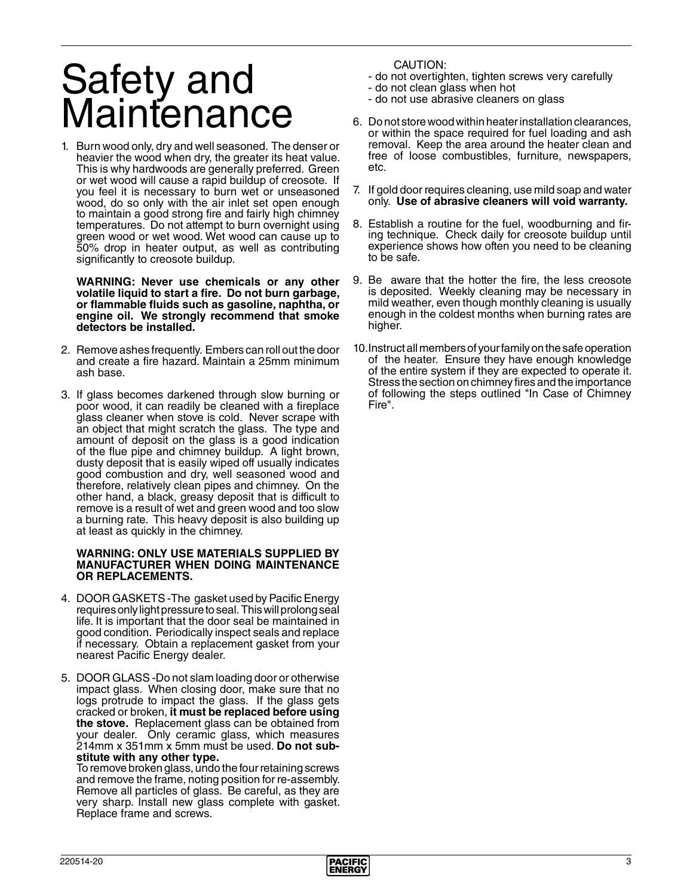# Safety and Maintenance

1. Burn wood only, dry and well seasoned. The denser or heavier the wood when dry, the greater its heat value. This is why hardwoods are generally preferred. Green or wet wood will cause a rapid buildup of creosote. If you feel it is necessary to burn wet or unseasoned wood, do so only with the air inlet set open enough to maintain a good strong fire and fairly high chimney temperatures. Do not attempt to burn overnight using green wood or wet wood. Wet wood can cause up to 50% drop in heater output, as well as contributing significantly to creosote buildup.

   **WARNING: Never use chemicals or any other volatile liquid to start a fire. Do not burn garbage, or flammable fluids such as gasoline, naphtha, or engine oil. We strongly recommend that smoke detectors be installed.**

2. Remove ashes frequently. Embers can roll out the door and create a fire hazard. Maintain a 25mm minimum ash base.

3. If glass becomes darkened through slow burning or poor wood, it can readily be cleaned with a fireplace glass cleaner when stove is cold. Never scrape with an object that might scratch the glass. The type and amount of deposit on the glass is a good indication of the flue pipe and chimney buildup. A light brown, dusty deposit that is easily wiped off usually indicates good combustion and dry, well seasoned wood and therefore, relatively clean pipes and chimney. On the other hand, a black, greasy deposit that is difficult to remove is a result of wet and green wood and too slow a burning rate. This heavy deposit is also building up at least as quickly in the chimney.

   **WARNING: ONLY USE MATERIALS SUPPLIED BY MANUFACTURER WHEN DOING MAINTENANCE OR REPLACEMENTS.**

4. DOOR GASKETS - The gasket used by Pacific Energy requires only light pressure to seal. This will prolong seal life. It is important that the door seal be maintained in good condition. Periodically inspect seals and replace if necessary. Obtain a replacement gasket from your nearest Pacific Energy dealer.

5. DOOR GLASS - Do not slam loading door or otherwise impact glass. When closing door, make sure that no logs protrude to impact the glass. If the glass gets cracked or broken, **it must be replaced before using the stove.** Replacement glass can be obtained from your dealer. Only ceramic glass, which measures 214mm x 351mm x 5mm must be used. **Do not substitute with any other type.**
   To remove broken glass, undo the four retaining screws and remove the frame, noting position for re-assembly. Remove all particles of glass. Be careful, as they are very sharp. Install new glass complete with gasket. Replace frame and screws.

   CAUTION:
   - do not overtighten, tighten screws very carefully
   - do not clean glass when hot
   - do not use abrasive cleaners on glass

6. Do not store wood within heater installation clearances, or within the space required for fuel loading and ash removal. Keep the area around the heater clean and free of loose combustibles, furniture, newspapers, etc.

7. If gold door requires cleaning, use mild soap and water only. **Use of abrasive cleaners will void warranty.**

8. Establish a routine for the fuel, woodburning and firing technique. Check daily for creosote buildup until experience shows how often you need to be cleaning to be safe.

9. Be aware that the hotter the fire, the less creosote is deposited. Weekly cleaning may be necessary in mild weather, even though monthly cleaning is usually enough in the coldest months when burning rates are higher.

10. Instruct all members of your family on the safe operation of the heater. Ensure they have enough knowledge of the entire system if they are expected to operate it. Stress the section on chimney fires and the importance of following the steps outlined "In Case of Chimney Fire".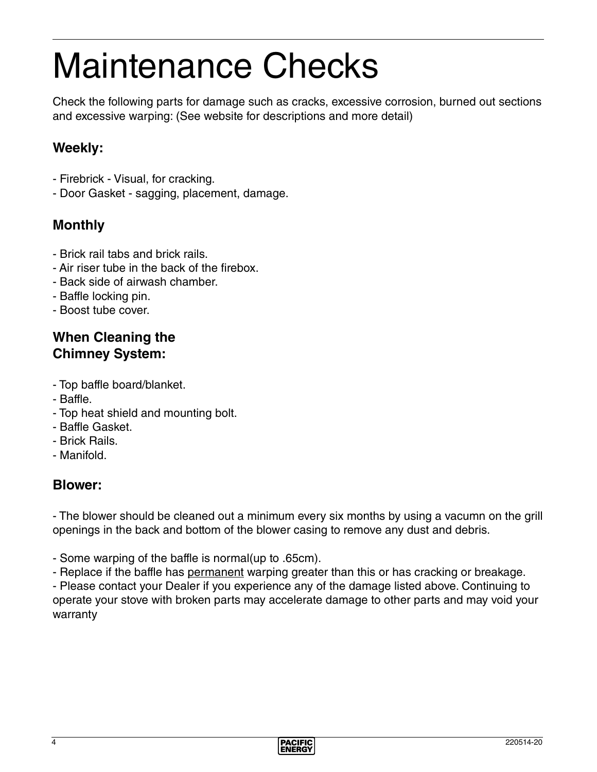# Maintenance Checks

Check the following parts for damage such as cracks, excessive corrosion, burned out sections and excessive warping: (See website for descriptions and more detail)

### Weekly:

- Firebrick - Visual, for cracking.
- Door Gasket - sagging, placement, damage.

### Monthly

- Brick rail tabs and brick rails.
- Air riser tube in the back of the firebox.
- Back side of airwash chamber.
- Baffle locking pin.
- Boost tube cover.

### When Cleaning the Chimney System:

- Top baffle board/blanket.
- Baffle.
- Top heat shield and mounting bolt.
- Baffle Gasket.
- Brick Rails.
- Manifold.

### Blower:

- The blower should be cleaned out a minimum every six months by using a vacumn on the grill openings in the back and bottom of the blower casing to remove any dust and debris.

- Some warping of the baffle is normal(up to .65cm).
- Replace if the baffle has <u>permanent</u> warping greater than this or has cracking or breakage.
- Please contact your Dealer if you experience any of the damage listed above. Continuing to operate your stove with broken parts may accelerate damage to other parts and may void your warranty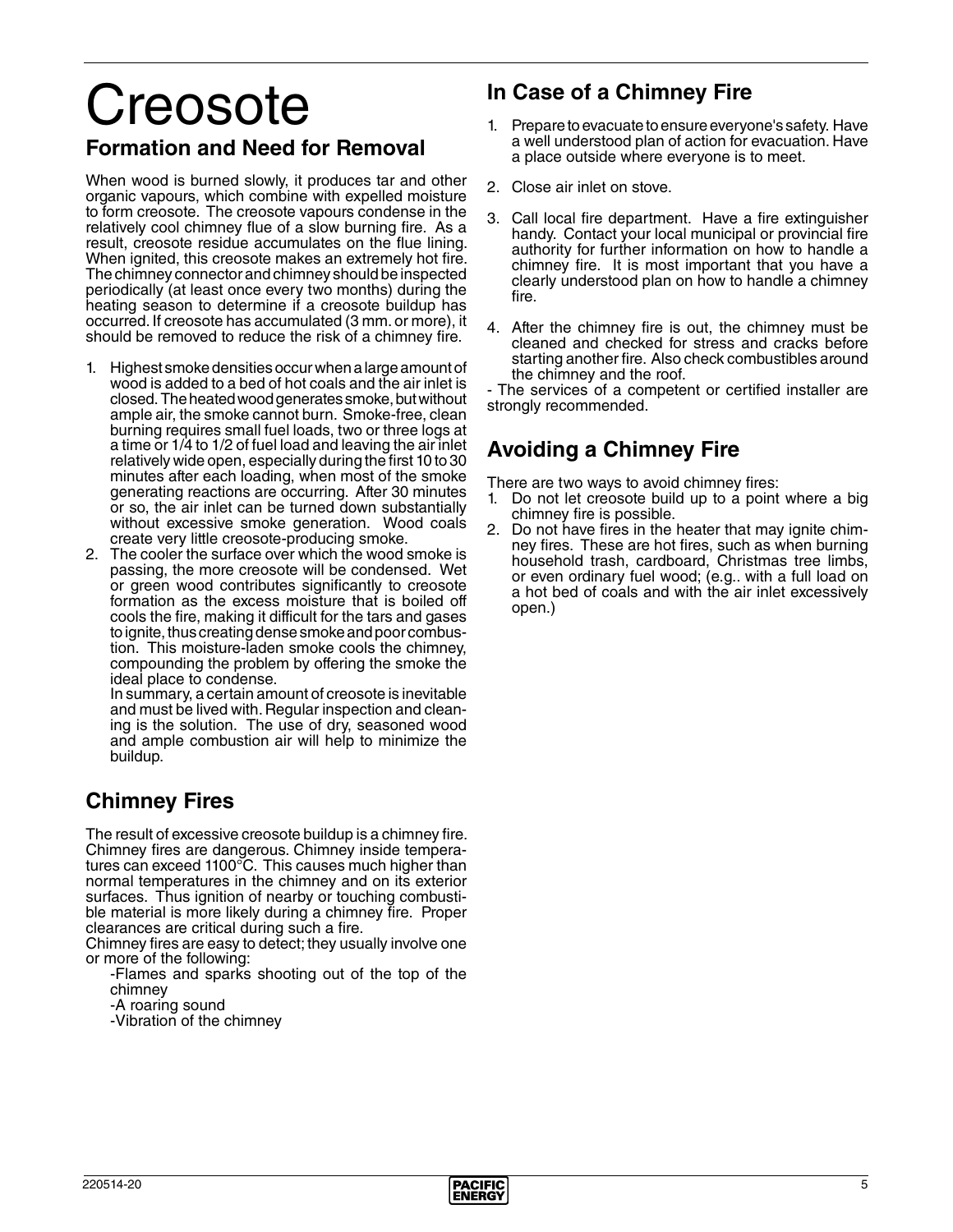# Creosote

## Formation and Need for Removal

When wood is burned slowly, it produces tar and other organic vapours, which combine with expelled moisture to form creosote. The creosote vapours condense in the relatively cool chimney flue of a slow burning fire. As a result, creosote residue accumulates on the flue lining. When ignited, this creosote makes an extremely hot fire. The chimney connector and chimney should be inspected periodically (at least once every two months) during the heating season to determine if a creosote buildup has occurred. If creosote has accumulated (3 mm. or more), it should be removed to reduce the risk of a chimney fire.

1. Highest smoke densities occur when a large amount of wood is added to a bed of hot coals and the air inlet is closed. The heated wood generates smoke, but without ample air, the smoke cannot burn. Smoke-free, clean burning requires small fuel loads, two or three logs at a time or 1/4 to 1/2 of fuel load and leaving the air inlet relatively wide open, especially during the first 10 to 30 minutes after each loading, when most of the smoke generating reactions are occurring. After 30 minutes or so, the air inlet can be turned down substantially without excessive smoke generation. Wood coals create very little creosote-producing smoke.
2. The cooler the surface over which the wood smoke is passing, the more creosote will be condensed. Wet or green wood contributes significantly to creosote formation as the excess moisture that is boiled off cools the fire, making it difficult for the tars and gases to ignite, thus creating dense smoke and poor combustion. This moisture-laden smoke cools the chimney, compounding the problem by offering the smoke the ideal place to condense.

   In summary, a certain amount of creosote is inevitable and must be lived with. Regular inspection and cleaning is the solution. The use of dry, seasoned wood and ample combustion air will help to minimize the buildup.

## Chimney Fires

The result of excessive creosote buildup is a chimney fire. Chimney fires are dangerous. Chimney inside temperatures can exceed 1100°C. This causes much higher than normal temperatures in the chimney and on its exterior surfaces. Thus ignition of nearby or touching combustible material is more likely during a chimney fire. Proper clearances are critical during such a fire.

Chimney fires are easy to detect; they usually involve one or more of the following:

-Flames and sparks shooting out of the top of the chimney

-A roaring sound

-Vibration of the chimney

## In Case of a Chimney Fire

1. Prepare to evacuate to ensure everyone's safety. Have a well understood plan of action for evacuation. Have a place outside where everyone is to meet.
2. Close air inlet on stove.
3. Call local fire department. Have a fire extinguisher handy. Contact your local municipal or provincial fire authority for further information on how to handle a chimney fire. It is most important that you have a clearly understood plan on how to handle a chimney fire.
4. After the chimney fire is out, the chimney must be cleaned and checked for stress and cracks before starting another fire. Also check combustibles around the chimney and the roof.

- The services of a competent or certified installer are strongly recommended.

## Avoiding a Chimney Fire

There are two ways to avoid chimney fires:

1. Do not let creosote build up to a point where a big chimney fire is possible.
2. Do not have fires in the heater that may ignite chimney fires. These are hot fires, such as when burning household trash, cardboard, Christmas tree limbs, or even ordinary fuel wood; (e.g.. with a full load on a hot bed of coals and with the air inlet excessively open.)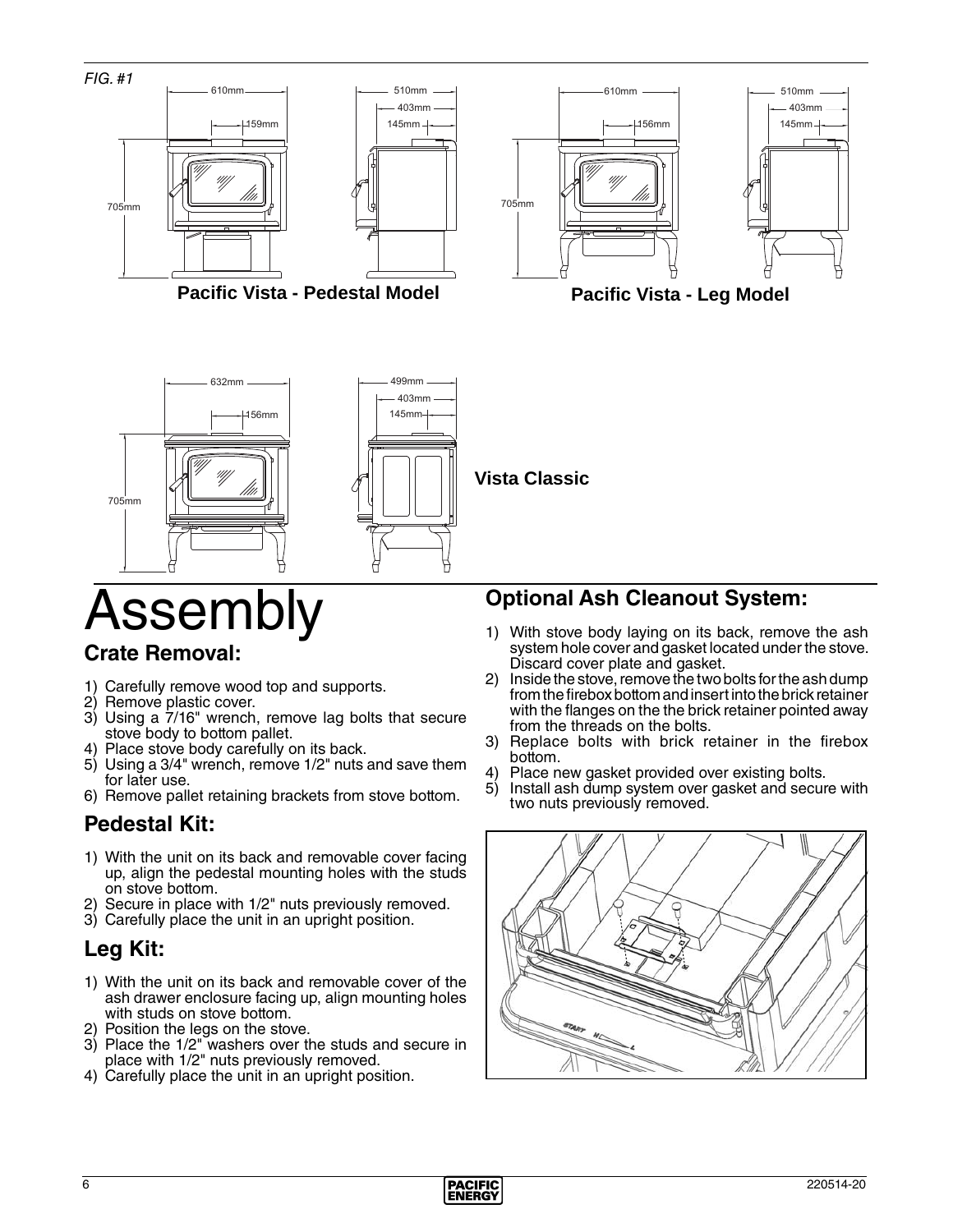FIG. #1

Pacific Vista - Pedestal Model

Pacific Vista - Leg Model

Vista Classic

# Assembly

## Crate Removal:

1) Carefully remove wood top and supports.
2) Remove plastic cover.
3) Using a 7/16" wrench, remove lag bolts that secure stove body to bottom pallet.
4) Place stove body carefully on its back.
5) Using a 3/4" wrench, remove 1/2" nuts and save them for later use.
6) Remove pallet retaining brackets from stove bottom.

## Pedestal Kit:

1) With the unit on its back and removable cover facing up, align the pedestal mounting holes with the studs on stove bottom.
2) Secure in place with 1/2" nuts previously removed.
3) Carefully place the unit in an upright position.

## Leg Kit:

1) With the unit on its back and removable cover of the ash drawer enclosure facing up, align mounting holes with studs on stove bottom.
2) Position the legs on the stove.
3) Place the 1/2" washers over the studs and secure in place with 1/2" nuts previously removed.
4) Carefully place the unit in an upright position.

## Optional Ash Cleanout System:

1) With stove body laying on its back, remove the ash system hole cover and gasket located under the stove. Discard cover plate and gasket.
2) Inside the stove, remove the two bolts for the ash dump from the firebox bottom and insert into the brick retainer with the flanges on the the brick retainer pointed away from the threads on the bolts.
3) Replace bolts with brick retainer in the firebox bottom.
4) Place new gasket provided over existing bolts.
5) Install ash dump system over gasket and secure with two nuts previously removed.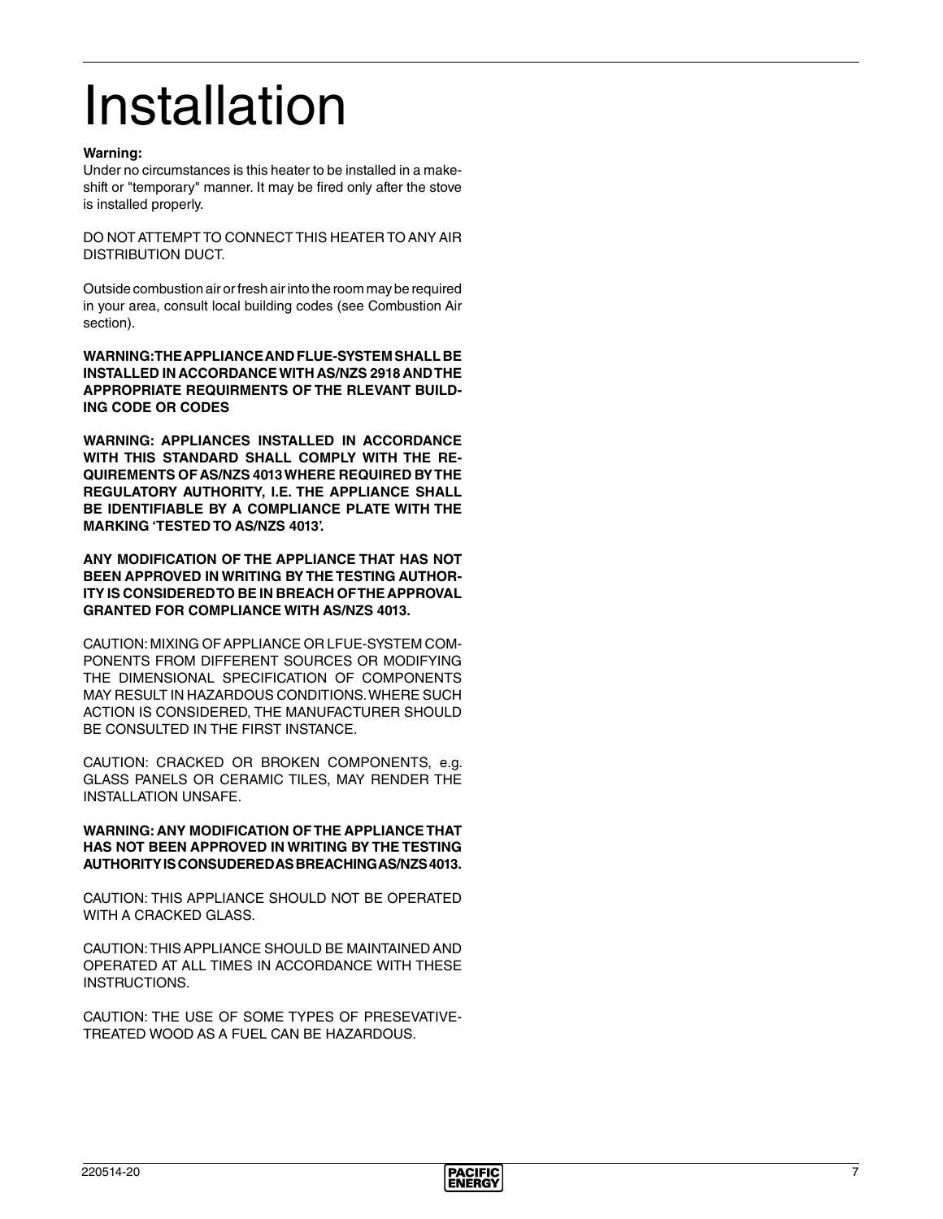# Installation

**Warning:**
Under no circumstances is this heater to be installed in a make-shift or "temporary" manner. It may be fired only after the stove is installed properly.

DO NOT ATTEMPT TO CONNECT THIS HEATER TO ANY AIR DISTRIBUTION DUCT.

Outside combustion air or fresh air into the room may be required in your area, consult local building codes (see Combustion Air section).

**WARNING: THE APPLIANCE AND FLUE-SYSTEM SHALL BE INSTALLED IN ACCORDANCE WITH AS/NZS 2918 AND THE APPROPRIATE REQUIRMENTS OF THE RLEVANT BUILDING CODE OR CODES**

**WARNING: APPLIANCES INSTALLED IN ACCORDANCE WITH THIS STANDARD SHALL COMPLY WITH THE REQUIREMENTS OF AS/NZS 4013 WHERE REQUIRED BY THE REGULATORY AUTHORITY, I.E. THE APPLIANCE SHALL BE IDENTIFIABLE BY A COMPLIANCE PLATE WITH THE MARKING 'TESTED TO AS/NZS 4013'.**

**ANY MODIFICATION OF THE APPLIANCE THAT HAS NOT BEEN APPROVED IN WRITING BY THE TESTING AUTHORITY IS CONSIDERED TO BE IN BREACH OF THE APPROVAL GRANTED FOR COMPLIANCE WITH AS/NZS 4013.**

CAUTION: MIXING OF APPLIANCE OR LFUE-SYSTEM COMPONENTS FROM DIFFERENT SOURCES OR MODIFYING THE DIMENSIONAL SPECIFICATION OF COMPONENTS MAY RESULT IN HAZARDOUS CONDITIONS. WHERE SUCH ACTION IS CONSIDERED, THE MANUFACTURER SHOULD BE CONSULTED IN THE FIRST INSTANCE.

CAUTION: CRACKED OR BROKEN COMPONENTS, e.g. GLASS PANELS OR CERAMIC TILES, MAY RENDER THE INSTALLATION UNSAFE.

**WARNING: ANY MODIFICATION OF THE APPLIANCE THAT HAS NOT BEEN APPROVED IN WRITING BY THE TESTING AUTHORITY IS CONSUDERED AS BREACHING AS/NZS 4013.**

CAUTION: THIS APPLIANCE SHOULD NOT BE OPERATED WITH A CRACKED GLASS.

CAUTION: THIS APPLIANCE SHOULD BE MAINTAINED AND OPERATED AT ALL TIMES IN ACCORDANCE WITH THESE INSTRUCTIONS.

CAUTION: THE USE OF SOME TYPES OF PRESEVATIVE-TREATED WOOD AS A FUEL CAN BE HAZARDOUS.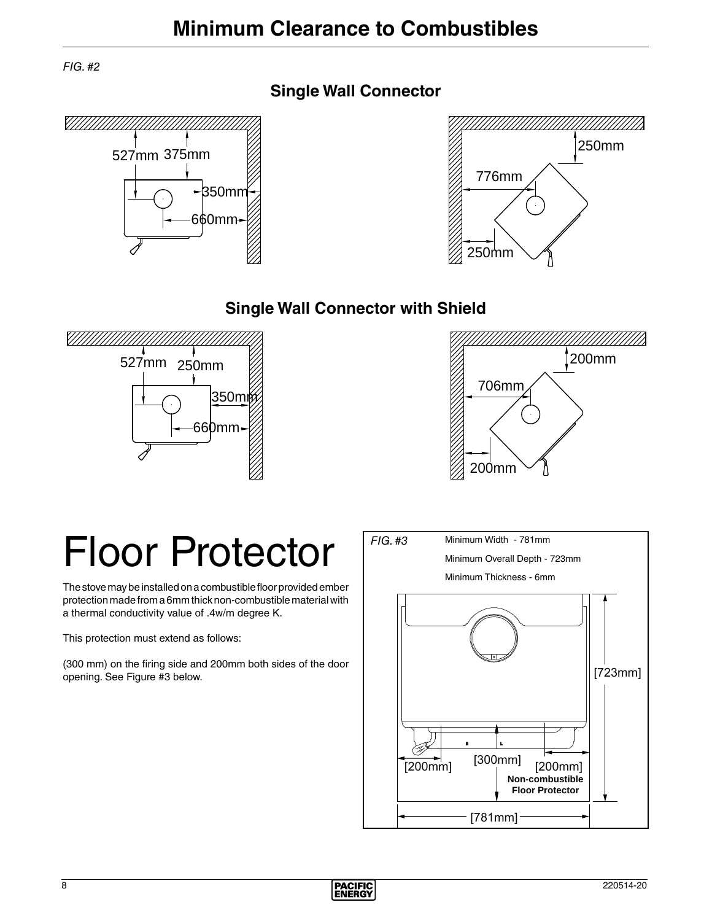# Minimum Clearance to Combustibles

*FIG. #2*

### Single Wall Connector

527mm 375mm

350mm

660mm

250mm

776mm

250mm

### Single Wall Connector with Shield

527mm 250mm

350mm

660mm

200mm

706mm

200mm

# Floor Protector

The stove may be installed on a combustible floor provided ember protection made from a 6mm thick non-combustible material with a thermal conductivity value of .4w/m degree K.

This protection must extend as follows:

(300 mm) on the firing side and 200mm both sides of the door opening. See Figure #3 below.

*FIG. #3*

Minimum Width - 781mm

Minimum Overall Depth - 723mm

Minimum Thickness - 6mm

[723mm]

[200mm] [300mm] [200mm]

**Non-combustible Floor Protector**

[781mm]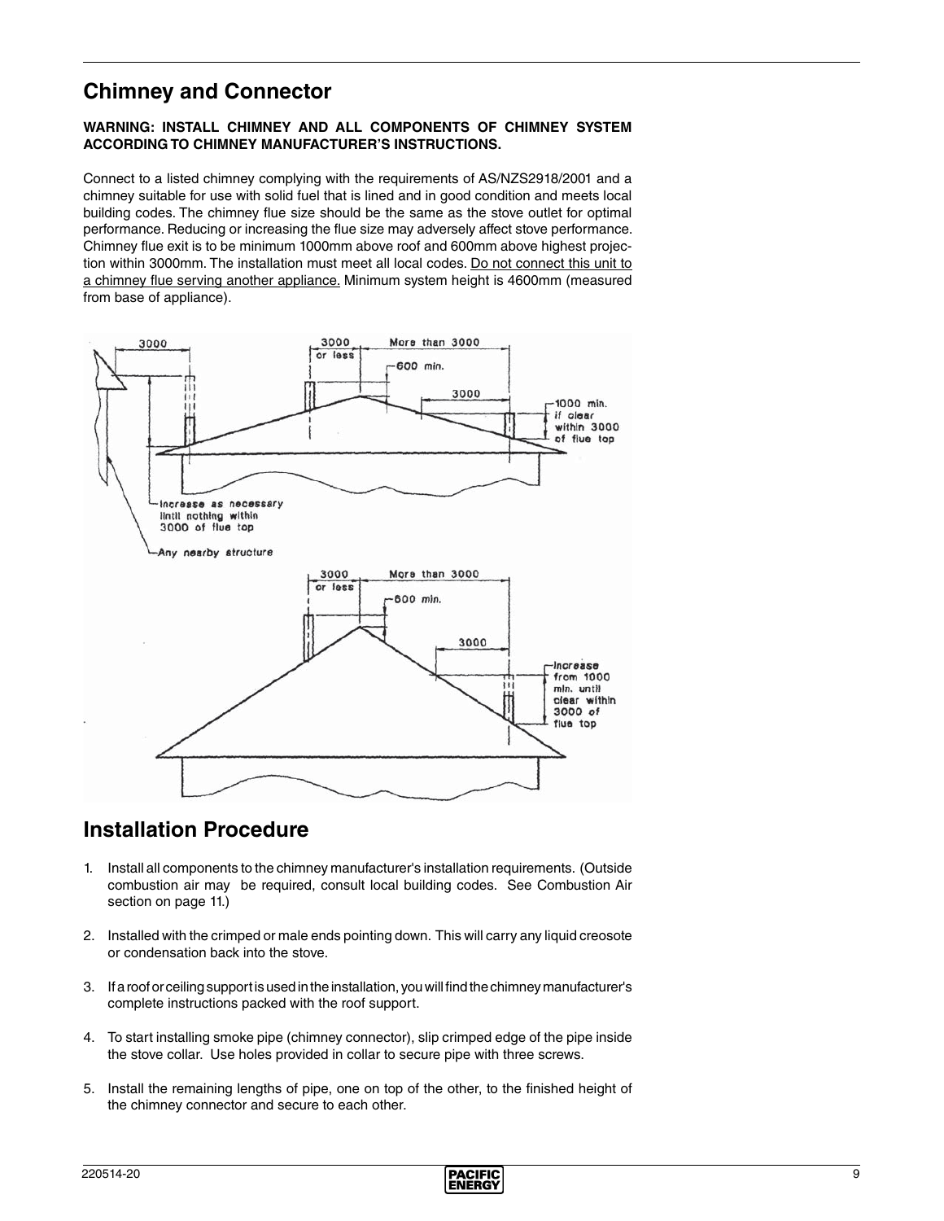## Chimney and Connector

**WARNING: INSTALL CHIMNEY AND ALL COMPONENTS OF CHIMNEY SYSTEM ACCORDING TO CHIMNEY MANUFACTURER'S INSTRUCTIONS.**

Connect to a listed chimney complying with the requirements of AS/NZS2918/2001 and a chimney suitable for use with solid fuel that is lined and in good condition and meets local building codes. The chimney flue size should be the same as the stove outlet for optimal performance. Reducing or increasing the flue size may adversely affect stove performance. Chimney flue exit is to be minimum 1000mm above roof and 600mm above highest projection within 3000mm. The installation must meet all local codes. Do not connect this unit to a chimney flue serving another appliance. Minimum system height is 4600mm (measured from base of appliance).

## Installation Procedure

1. Install all components to the chimney manufacturer's installation requirements. (Outside combustion air may be required, consult local building codes. See Combustion Air section on page 11.)

2. Installed with the crimped or male ends pointing down. This will carry any liquid creosote or condensation back into the stove.

3. If a roof or ceiling support is used in the installation, you will find the chimney manufacturer's complete instructions packed with the roof support.

4. To start installing smoke pipe (chimney connector), slip crimped edge of the pipe inside the stove collar. Use holes provided in collar to secure pipe with three screws.

5. Install the remaining lengths of pipe, one on top of the other, to the finished height of the chimney connector and secure to each other.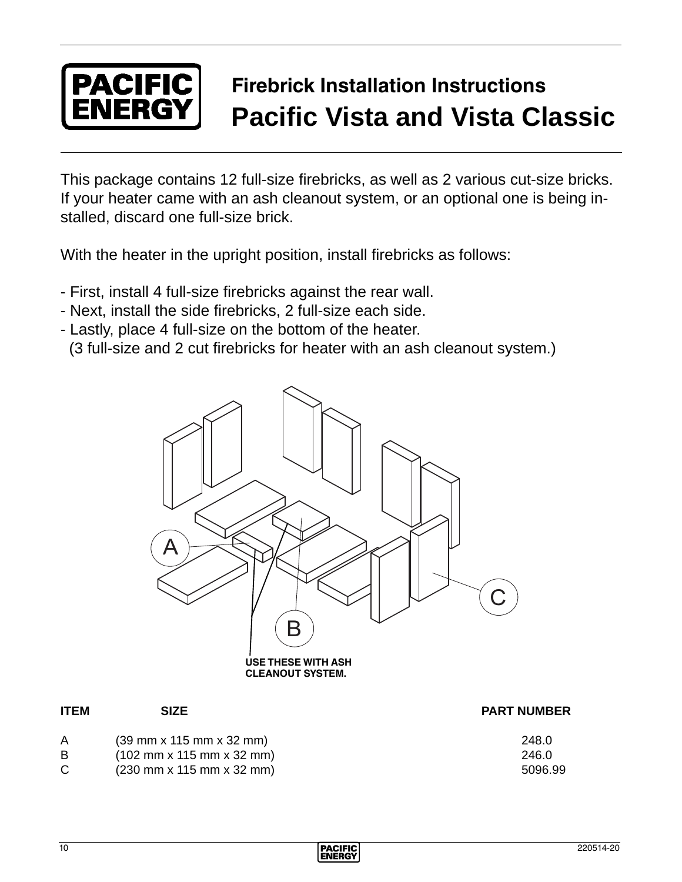# Firebrick Installation Instructions

## Pacific Vista and Vista Classic

This package contains 12 full-size firebricks, as well as 2 various cut-size bricks. If your heater came with an ash cleanout system, or an optional one is being installed, discard one full-size brick.

With the heater in the upright position, install firebricks as follows:

- First, install 4 full-size firebricks against the rear wall.
- Next, install the side firebricks, 2 full-size each side.
- Lastly, place 4 full-size on the bottom of the heater.
  (3 full-size and 2 cut firebricks for heater with an ash cleanout system.)

A

B

C

**USE THESE WITH ASH CLEANOUT SYSTEM.**

| ITEM | SIZE | PART NUMBER |
|---|---|---|
| A | (39 mm x 115 mm x 32 mm) | 248.0 |
| B | (102 mm x 115 mm x 32 mm) | 246.0 |
| C | (230 mm x 115 mm x 32 mm) | 5096.99 |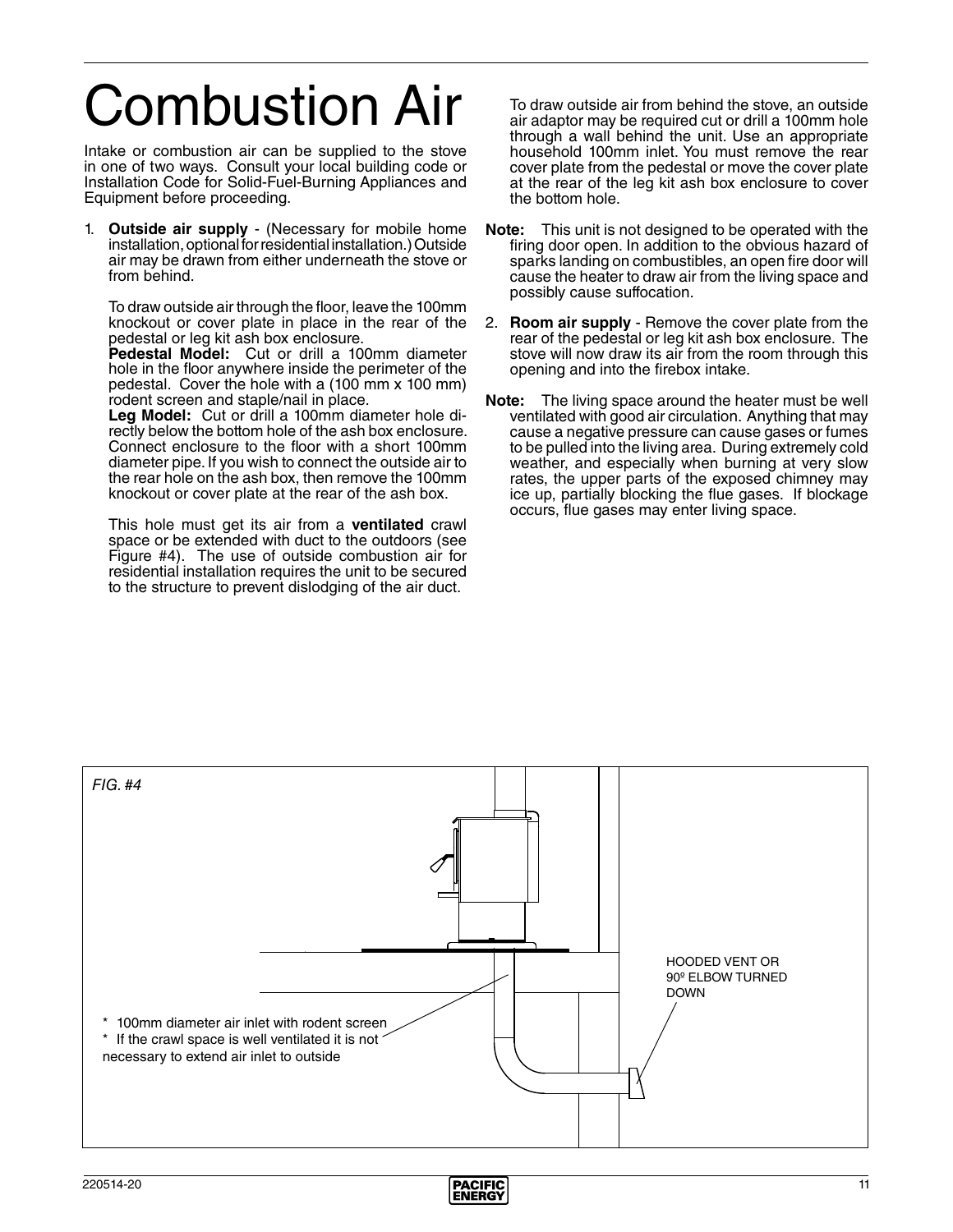# Combustion Air

Intake or combustion air can be supplied to the stove in one of two ways. Consult your local building code or Installation Code for Solid-Fuel-Burning Appliances and Equipment before proceeding.

1. **Outside air supply** - (Necessary for mobile home installation, optional for residential installation.) Outside air may be drawn from either underneath the stove or from behind.

   To draw outside air through the floor, leave the 100mm knockout or cover plate in place in the rear of the pedestal or leg kit ash box enclosure.
   **Pedestal Model:** Cut or drill a 100mm diameter hole in the floor anywhere inside the perimeter of the pedestal. Cover the hole with a (100 mm x 100 mm) rodent screen and staple/nail in place.
   **Leg Model:** Cut or drill a 100mm diameter hole directly below the bottom hole of the ash box enclosure. Connect enclosure to the floor with a short 100mm diameter pipe. If you wish to connect the outside air to the rear hole on the ash box, then remove the 100mm knockout or cover plate at the rear of the ash box.

   This hole must get its air from a **ventilated** crawl space or be extended with duct to the outdoors (see Figure #4). The use of outside combustion air for residential installation requires the unit to be secured to the structure to prevent dislodging of the air duct.

   To draw outside air from behind the stove, an outside air adaptor may be required cut or drill a 100mm hole through a wall behind the unit. Use an appropriate household 100mm inlet. You must remove the rear cover plate from the pedestal or move the cover plate at the rear of the leg kit ash box enclosure to cover the bottom hole.

**Note:** This unit is not designed to be operated with the firing door open. In addition to the obvious hazard of sparks landing on combustibles, an open fire door will cause the heater to draw air from the living space and possibly cause suffocation.

2. **Room air supply** - Remove the cover plate from the rear of the pedestal or leg kit ash box enclosure. The stove will now draw its air from the room through this opening and into the firebox intake.

**Note:** The living space around the heater must be well ventilated with good air circulation. Anything that may cause a negative pressure can cause gases or fumes to be pulled into the living area. During extremely cold weather, and especially when burning at very slow rates, the upper parts of the exposed chimney may ice up, partially blocking the flue gases. If blockage occurs, flue gases may enter living space.

*FIG. #4*

HOODED VENT OR 90º ELBOW TURNED DOWN

* 100mm diameter air inlet with rodent screen
* If the crawl space is well ventilated it is not necessary to extend air inlet to outside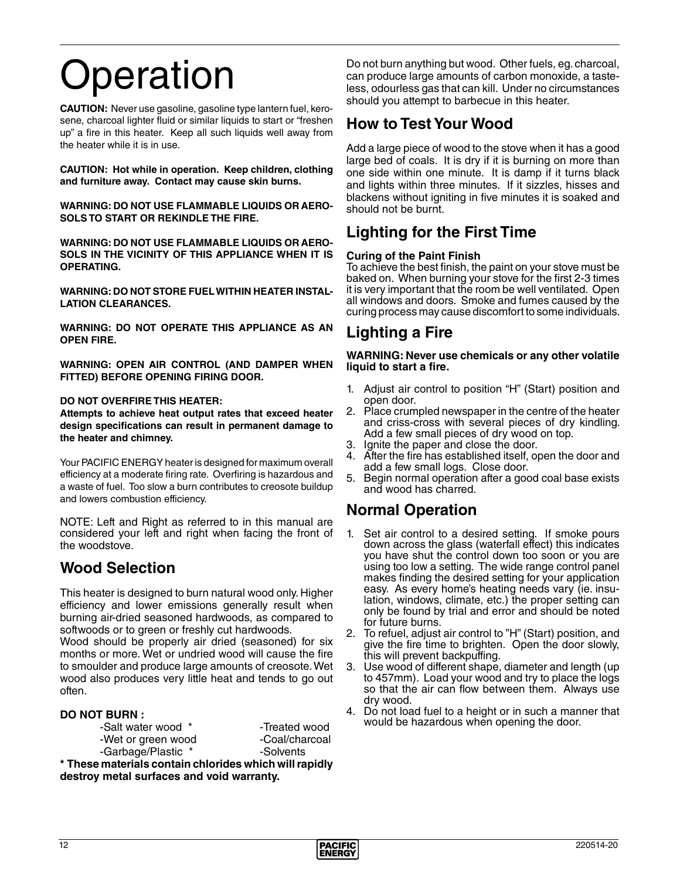# Operation

**CAUTION:** Never use gasoline, gasoline type lantern fuel, kerosene, charcoal lighter fluid or similar liquids to start or "freshen up" a fire in this heater. Keep all such liquids well away from the heater while it is in use.

**CAUTION: Hot while in operation. Keep children, clothing and furniture away. Contact may cause skin burns.**

**WARNING: DO NOT USE FLAMMABLE LIQUIDS OR AEROSOLS TO START OR REKINDLE THE FIRE.**

**WARNING: DO NOT USE FLAMMABLE LIQUIDS OR AEROSOLS IN THE VICINITY OF THIS APPLIANCE WHEN IT IS OPERATING.**

**WARNING: DO NOT STORE FUEL WITHIN HEATER INSTALLATION CLEARANCES.**

**WARNING: DO NOT OPERATE THIS APPLIANCE AS AN OPEN FIRE.**

**WARNING: OPEN AIR CONTROL (AND DAMPER WHEN FITTED) BEFORE OPENING FIRING DOOR.**

**DO NOT OVERFIRE THIS HEATER:**
**Attempts to achieve heat output rates that exceed heater design specifications can result in permanent damage to the heater and chimney.**

Your PACIFIC ENERGY heater is designed for maximum overall efficiency at a moderate firing rate. Overfiring is hazardous and a waste of fuel. Too slow a burn contributes to creosote buildup and lowers combustion efficiency.

NOTE: Left and Right as referred to in this manual are considered your left and right when facing the front of the woodstove.

## Wood Selection

This heater is designed to burn natural wood only. Higher efficiency and lower emissions generally result when burning air-dried seasoned hardwoods, as compared to softwoods or to green or freshly cut hardwoods.

Wood should be properly air dried (seasoned) for six months or more. Wet or undried wood will cause the fire to smoulder and produce large amounts of creosote. Wet wood also produces very little heat and tends to go out often.

**DO NOT BURN :**

| | |
|---|---|
| -Salt water wood * | -Treated wood |
| -Wet or green wood | -Coal/charcoal |
| -Garbage/Plastic * | -Solvents |

**\* These materials contain chlorides which will rapidly destroy metal surfaces and void warranty.**

Do not burn anything but wood. Other fuels, eg. charcoal, can produce large amounts of carbon monoxide, a tasteless, odourless gas that can kill. Under no circumstances should you attempt to barbecue in this heater.

## How to Test Your Wood

Add a large piece of wood to the stove when it has a good large bed of coals. It is dry if it is burning on more than one side within one minute. It is damp if it turns black and lights within three minutes. If it sizzles, hisses and blackens without igniting in five minutes it is soaked and should not be burnt.

## Lighting for the First Time

**Curing of the Paint Finish**

To achieve the best finish, the paint on your stove must be baked on. When burning your stove for the first 2-3 times it is very important that the room be well ventilated. Open all windows and doors. Smoke and fumes caused by the curing process may cause discomfort to some individuals.

## Lighting a Fire

**WARNING: Never use chemicals or any other volatile liquid to start a fire.**

1. Adjust air control to position "H" (Start) position and open door.
2. Place crumpled newspaper in the centre of the heater and criss-cross with several pieces of dry kindling. Add a few small pieces of dry wood on top.
3. Ignite the paper and close the door.
4. After the fire has established itself, open the door and add a few small logs. Close door.
5. Begin normal operation after a good coal base exists and wood has charred.

## Normal Operation

1. Set air control to a desired setting. If smoke pours down across the glass (waterfall effect) this indicates you have shut the control down too soon or you are using too low a setting. The wide range control panel makes finding the desired setting for your application easy. As every home's heating needs vary (ie. insulation, windows, climate, etc.) the proper setting can only be found by trial and error and should be noted for future burns.
2. To refuel, adjust air control to "H" (Start) position, and give the fire time to brighten. Open the door slowly, this will prevent backpuffing.
3. Use wood of different shape, diameter and length (up to 457mm). Load your wood and try to place the logs so that the air can flow between them. Always use dry wood.
4. Do not load fuel to a height or in such a manner that would be hazardous when opening the door.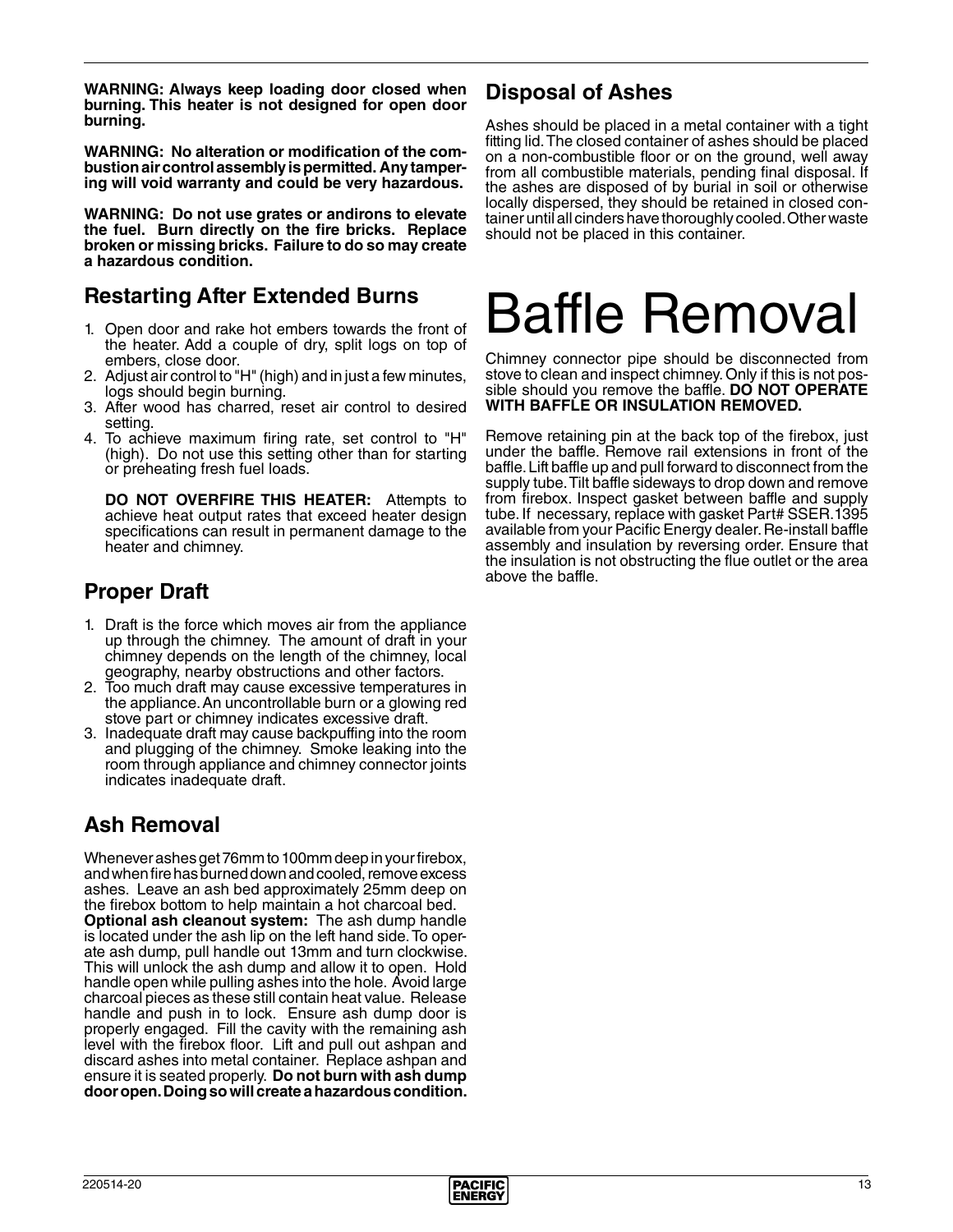**WARNING: Always keep loading door closed when burning. This heater is not designed for open door burning.**

**WARNING: No alteration or modification of the combustion air control assembly is permitted. Any tampering will void warranty and could be very hazardous.**

**WARNING: Do not use grates or andirons to elevate the fuel. Burn directly on the fire bricks. Replace broken or missing bricks. Failure to do so may create a hazardous condition.**

## Restarting After Extended Burns

1. Open door and rake hot embers towards the front of the heater. Add a couple of dry, split logs on top of embers, close door.
2. Adjust air control to "H" (high) and in just a few minutes, logs should begin burning.
3. After wood has charred, reset air control to desired setting.
4. To achieve maximum firing rate, set control to "H" (high). Do not use this setting other than for starting or preheating fresh fuel loads.

   **DO NOT OVERFIRE THIS HEATER:** Attempts to achieve heat output rates that exceed heater design specifications can result in permanent damage to the heater and chimney.

## Proper Draft

1. Draft is the force which moves air from the appliance up through the chimney. The amount of draft in your chimney depends on the length of the chimney, local geography, nearby obstructions and other factors.
2. Too much draft may cause excessive temperatures in the appliance. An uncontrollable burn or a glowing red stove part or chimney indicates excessive draft.
3. Inadequate draft may cause backpuffing into the room and plugging of the chimney. Smoke leaking into the room through appliance and chimney connector joints indicates inadequate draft.

## Ash Removal

Whenever ashes get 76mm to 100mm deep in your firebox, and when fire has burned down and cooled, remove excess ashes. Leave an ash bed approximately 25mm deep on the firebox bottom to help maintain a hot charcoal bed.
**Optional ash cleanout system:** The ash dump handle is located under the ash lip on the left hand side. To operate ash dump, pull handle out 13mm and turn clockwise. This will unlock the ash dump and allow it to open. Hold handle open while pulling ashes into the hole. Avoid large charcoal pieces as these still contain heat value. Release handle and push in to lock. Ensure ash dump door is properly engaged. Fill the cavity with the remaining ash level with the firebox floor. Lift and pull out ashpan and discard ashes into metal container. Replace ashpan and ensure it is seated properly. **Do not burn with ash dump door open. Doing so will create a hazardous condition.**

## Disposal of Ashes

Ashes should be placed in a metal container with a tight fitting lid. The closed container of ashes should be placed on a non-combustible floor or on the ground, well away from all combustible materials, pending final disposal. If the ashes are disposed of by burial in soil or otherwise locally dispersed, they should be retained in closed container until all cinders have thoroughly cooled. Other waste should not be placed in this container.

# Baffle Removal

Chimney connector pipe should be disconnected from stove to clean and inspect chimney. Only if this is not possible should you remove the baffle. **DO NOT OPERATE WITH BAFFLE OR INSULATION REMOVED.**

Remove retaining pin at the back top of the firebox, just under the baffle. Remove rail extensions in front of the baffle. Lift baffle up and pull forward to disconnect from the supply tube. Tilt baffle sideways to drop down and remove from firebox. Inspect gasket between baffle and supply tube. If necessary, replace with gasket Part# SSER.1395 available from your Pacific Energy dealer. Re-install baffle assembly and insulation by reversing order. Ensure that the insulation is not obstructing the flue outlet or the area above the baffle.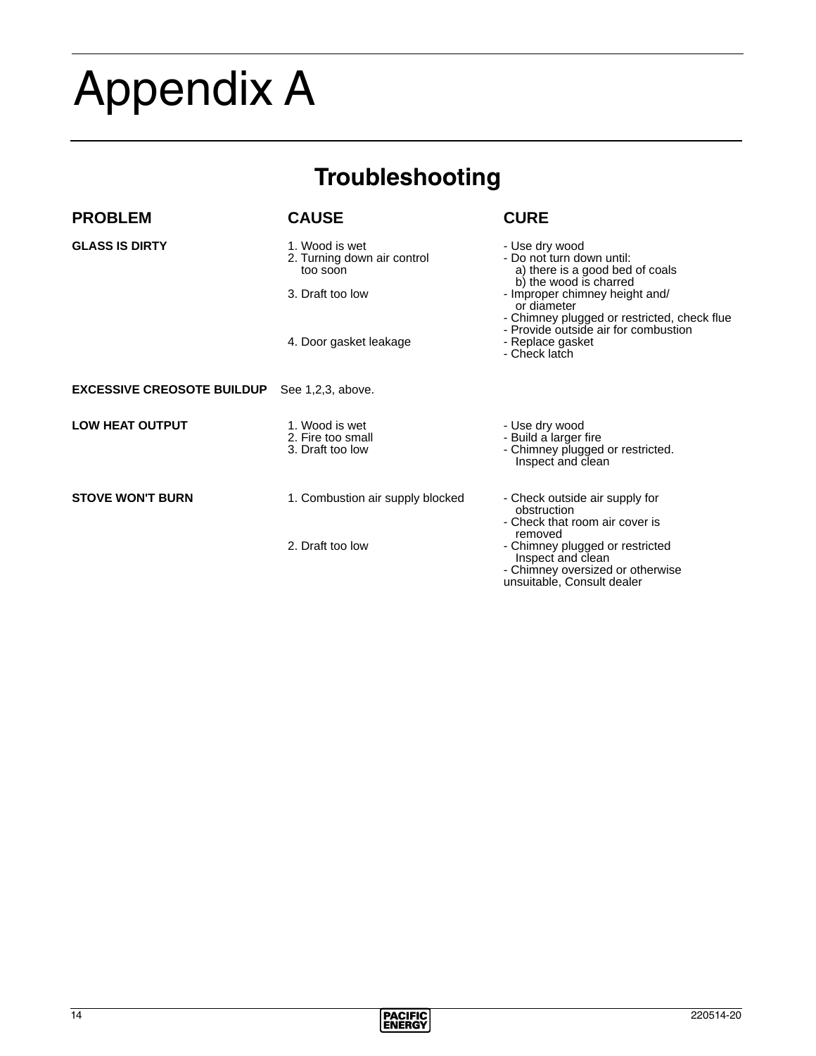# Appendix A

## Troubleshooting

| PROBLEM | CAUSE | CURE |
|---|---|---|
| **GLASS IS DIRTY** | 1. Wood is wet | - Use dry wood |
| | 2. Turning down air control too soon | - Do not turn down until:<br>a) there is a good bed of coals<br>b) the wood is charred |
| | 3. Draft too low | - Improper chimney height and/ or diameter<br>- Chimney plugged or restricted, check flue<br>- Provide outside air for combustion |
| | 4. Door gasket leakage | - Replace gasket<br>- Check latch |
| **EXCESSIVE CREOSOTE BUILDUP** | See 1,2,3, above. | |
| **LOW HEAT OUTPUT** | 1. Wood is wet | - Use dry wood |
| | 2. Fire too small | - Build a larger fire |
| | 3. Draft too low | - Chimney plugged or restricted. Inspect and clean |
| **STOVE WON'T BURN** | 1. Combustion air supply blocked | - Check outside air supply for obstruction<br>- Check that room air cover is removed |
| | 2. Draft too low | - Chimney plugged or restricted Inspect and clean<br>- Chimney oversized or otherwise unsuitable, Consult dealer |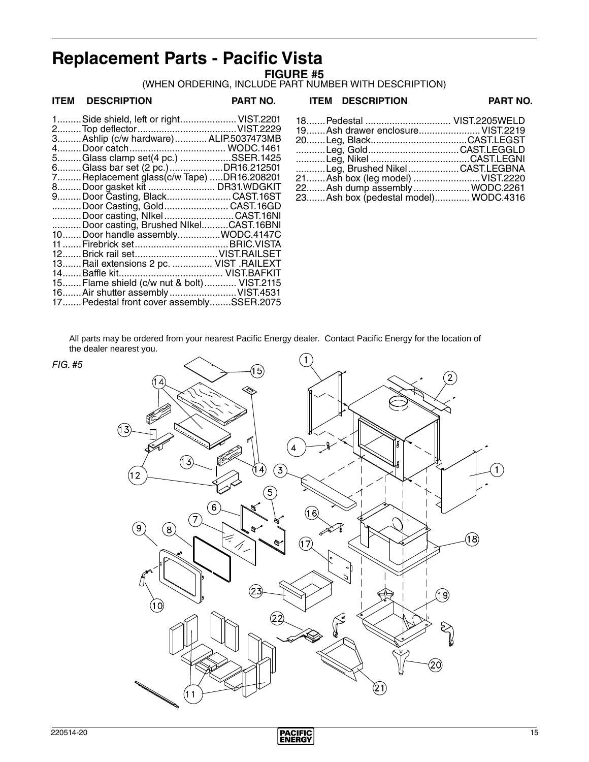# Replacement Parts - Pacific Vista

**FIGURE #5**

(WHEN ORDERING, INCLUDE PART NUMBER WITH DESCRIPTION)

| ITEM | DESCRIPTION | PART NO. |
|---|---|---|
| 1 | Side shield, left or right | VIST.2201 |
| 2 | Top deflector | VIST.2229 |
| 3 | Ashlip (c/w hardware) | ALIP.5037473MB |
| 4 | Door catch | WODC.1461 |
| 5 | Glass clamp set(4 pc.) | SSER.1425 |
| 6 | Glass bar set (2 pc.) | DR16.212501 |
| 7 | Replacement glass(c/w Tape) | DR16.208201 |
| 8 | Door gasket kit | DR31.WDGKIT |
| 9 | Door Casting, Black | CAST.16ST |
| | Door Casting, Gold | CAST.16GD |
| | Door casting, NIkel | CAST.16NI |
| | Door casting, Brushed NIkel | CAST.16BNI |
| 10 | Door handle assembly | WODC.4147C |
| 11 | Firebrick set | BRIC.VISTA |
| 12 | Brick rail set | VIST.RAILSET |
| 13 | Rail extensions 2 pc. | VIST .RAILEXT |
| 14 | Baffle kit | VIST.BAFKIT |
| 15 | Flame shield (c/w nut & bolt) | VIST.2115 |
| 16 | Air shutter assembly | VIST.4531 |
| 17 | Pedestal front cover assembly | SSER.2075 |
| 18 | Pedestal | VIST.2205WELD |
| 19 | Ash drawer enclosure | VIST.2219 |
| 20 | Leg, Black | CAST.LEGST |
| | Leg, Gold | CAST.LEGGLD |
| | Leg, Nikel | CAST.LEGNI |
| | Leg, Brushed Nikel | CAST.LEGBNA |
| 21 | Ash box (leg model) | VIST.2220 |
| 22 | Ash dump assembly | WODC.2261 |
| 23 | Ash box (pedestal model) | WODC.4316 |

All parts may be ordered from your nearest Pacific Energy dealer. Contact Pacific Energy for the location of the dealer nearest you.

*FIG. #5*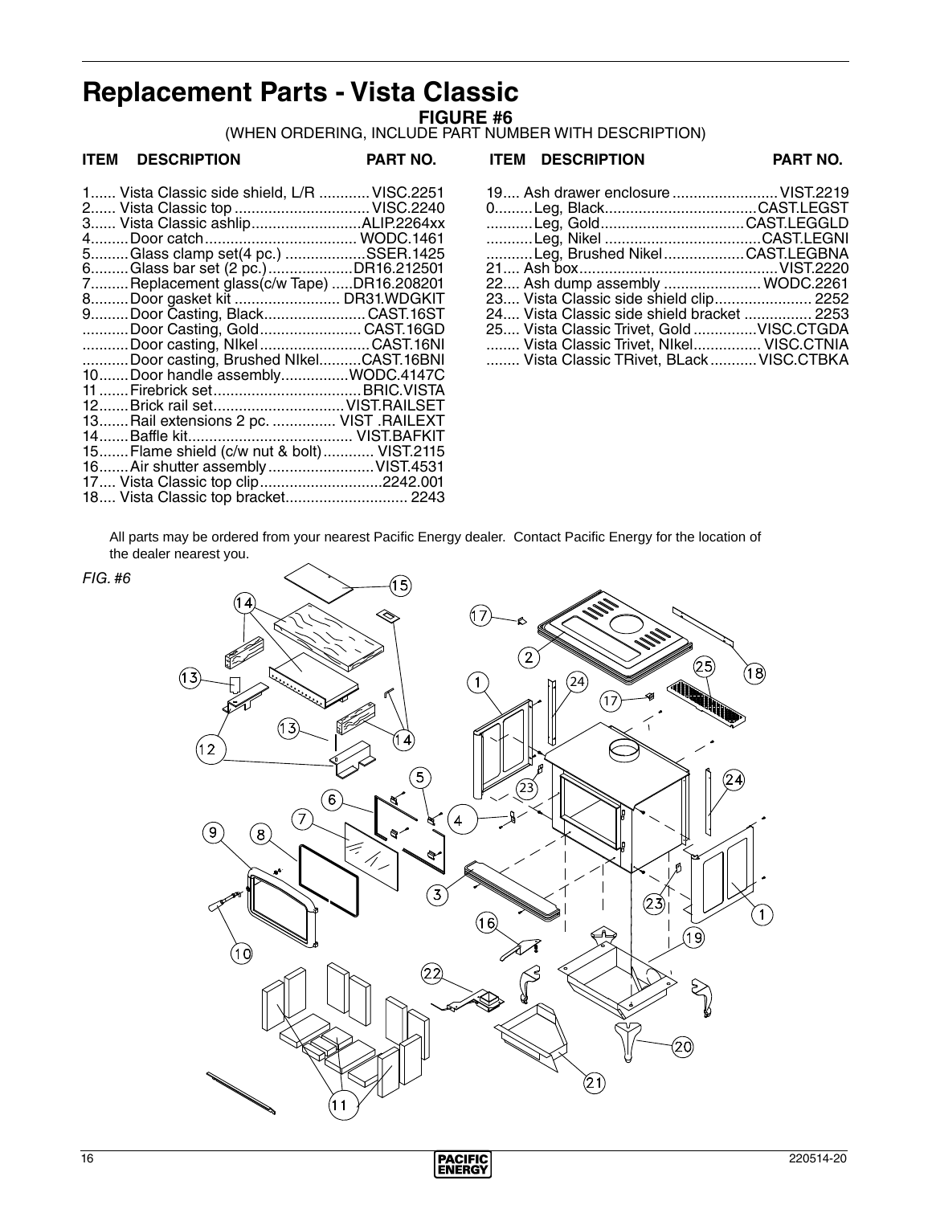# Replacement Parts - Vista Classic

**FIGURE #6**

(WHEN ORDERING, INCLUDE PART NUMBER WITH DESCRIPTION)

| ITEM | DESCRIPTION | PART NO. |
|---|---|---|
| 1 | Vista Classic side shield, L/R | VISC.2251 |
| 2 | Vista Classic top | VISC.2240 |
| 3 | Vista Classic ashlip | ALIP.2264xx |
| 4 | Door catch | WODC.1461 |
| 5 | Glass clamp set(4 pc.) | SSER.1425 |
| 6 | Glass bar set (2 pc.) | DR16.212501 |
| 7 | Replacement glass(c/w Tape) | DR16.208201 |
| 8 | Door gasket kit | DR31.WDGKIT |
| 9 | Door Casting, Black | CAST.16ST |
| | Door Casting, Gold | CAST.16GD |
| | Door casting, NIkel | CAST.16NI |
| | Door casting, Brushed NIkel | CAST.16BNI |
| 10 | Door handle assembly | WODC.4147C |
| 11 | Firebrick set | BRIC.VISTA |
| 12 | Brick rail set | VIST.RAILSET |
| 13 | Rail extensions 2 pc. | VIST .RAILEXT |
| 14 | Baffle kit | VIST.BAFKIT |
| 15 | Flame shield (c/w nut & bolt) | VIST.2115 |
| 16 | Air shutter assembly | VIST.4531 |
| 17 | Vista Classic top clip | 2242.001 |
| 18 | Vista Classic top bracket | 2243 |
| 19 | Ash drawer enclosure | VIST.2219 |
| 0 | Leg, Black | CAST.LEGST |
| | Leg, Gold | CAST.LEGGLD |
| | Leg, Nikel | CAST.LEGNI |
| | Leg, Brushed Nikel | CAST.LEGBNA |
| 21 | Ash box | VIST.2220 |
| 22 | Ash dump assembly | WODC.2261 |
| 23 | Vista Classic side shield clip | 2252 |
| 24 | Vista Classic side shield bracket | 2253 |
| 25 | Vista Classic Trivet, Gold | VISC.CTGDA |
| | Vista Classic Trivet, NIkel | VISC.CTNIA |
| | Vista Classic TRivet, BLack | VISC.CTBKA |

All parts may be ordered from your nearest Pacific Energy dealer. Contact Pacific Energy for the location of the dealer nearest you.

*FIG. #6*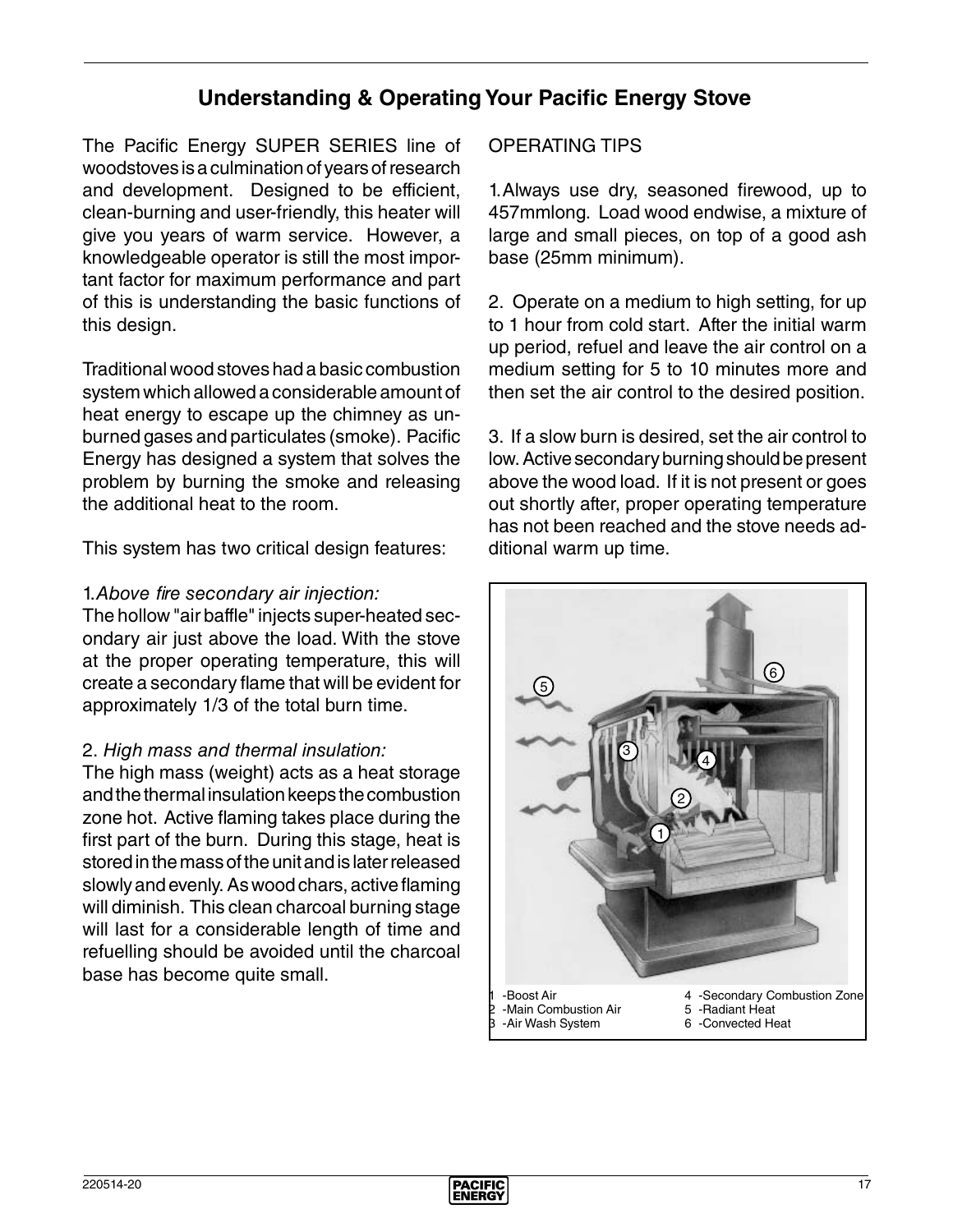## Understanding & Operating Your Pacific Energy Stove

The Pacific Energy SUPER SERIES line of woodstoves is a culmination of years of research and development. Designed to be efficient, clean-burning and user-friendly, this heater will give you years of warm service. However, a knowledgeable operator is still the most important factor for maximum performance and part of this is understanding the basic functions of this design.

Traditional wood stoves had a basic combustion system which allowed a considerable amount of heat energy to escape up the chimney as unburned gases and particulates (smoke). Pacific Energy has designed a system that solves the problem by burning the smoke and releasing the additional heat to the room.

This system has two critical design features:

1. *Above fire secondary air injection:*
The hollow "air baffle" injects super-heated secondary air just above the load. With the stove at the proper operating temperature, this will create a secondary flame that will be evident for approximately 1/3 of the total burn time.

2. *High mass and thermal insulation:*
The high mass (weight) acts as a heat storage and the thermal insulation keeps the combustion zone hot. Active flaming takes place during the first part of the burn. During this stage, heat is stored in the mass of the unit and is later released slowly and evenly. As wood chars, active flaming will diminish. This clean charcoal burning stage will last for a considerable length of time and refuelling should be avoided until the charcoal base has become quite small.

OPERATING TIPS

1. Always use dry, seasoned firewood, up to 457mmlong. Load wood endwise, a mixture of large and small pieces, on top of a good ash base (25mm minimum).

2. Operate on a medium to high setting, for up to 1 hour from cold start. After the initial warm up period, refuel and leave the air control on a medium setting for 5 to 10 minutes more and then set the air control to the desired position.

3. If a slow burn is desired, set the air control to low. Active secondary burning should be present above the wood load. If it is not present or goes out shortly after, proper operating temperature has not been reached and the stove needs additional warm up time.

1 -Boost Air
2 -Main Combustion Air
3 -Air Wash System
4 -Secondary Combustion Zone
5 -Radiant Heat
6 -Convected Heat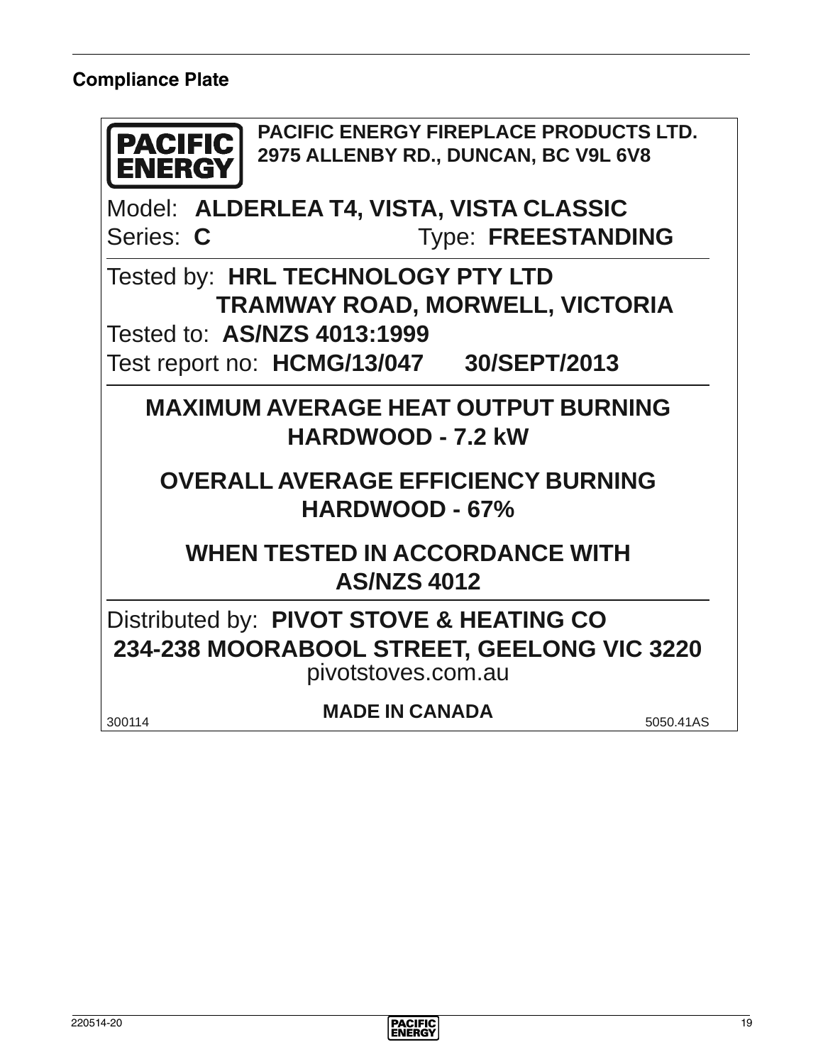## Compliance Plate

**PACIFIC ENERGY**

**PACIFIC ENERGY FIREPLACE PRODUCTS LTD.**
**2975 ALLENBY RD., DUNCAN, BC V9L 6V8**

Model: **ALDERLEA T4, VISTA, VISTA CLASSIC**
Series: **C** Type: **FREESTANDING**

Tested by: **HRL TECHNOLOGY PTY LTD**
**TRAMWAY ROAD, MORWELL, VICTORIA**
Tested to: **AS/NZS 4013:1999**
Test report no: **HCMG/13/047 30/SEPT/2013**

**MAXIMUM AVERAGE HEAT OUTPUT BURNING HARDWOOD - 7.2 kW**

**OVERALL AVERAGE EFFICIENCY BURNING HARDWOOD - 67%**

**WHEN TESTED IN ACCORDANCE WITH AS/NZS 4012**

Distributed by: **PIVOT STOVE & HEATING CO**
**234-238 MOORABOOL STREET, GEELONG VIC 3220**
pivotstoves.com.au

300114 **MADE IN CANADA** 5050.41AS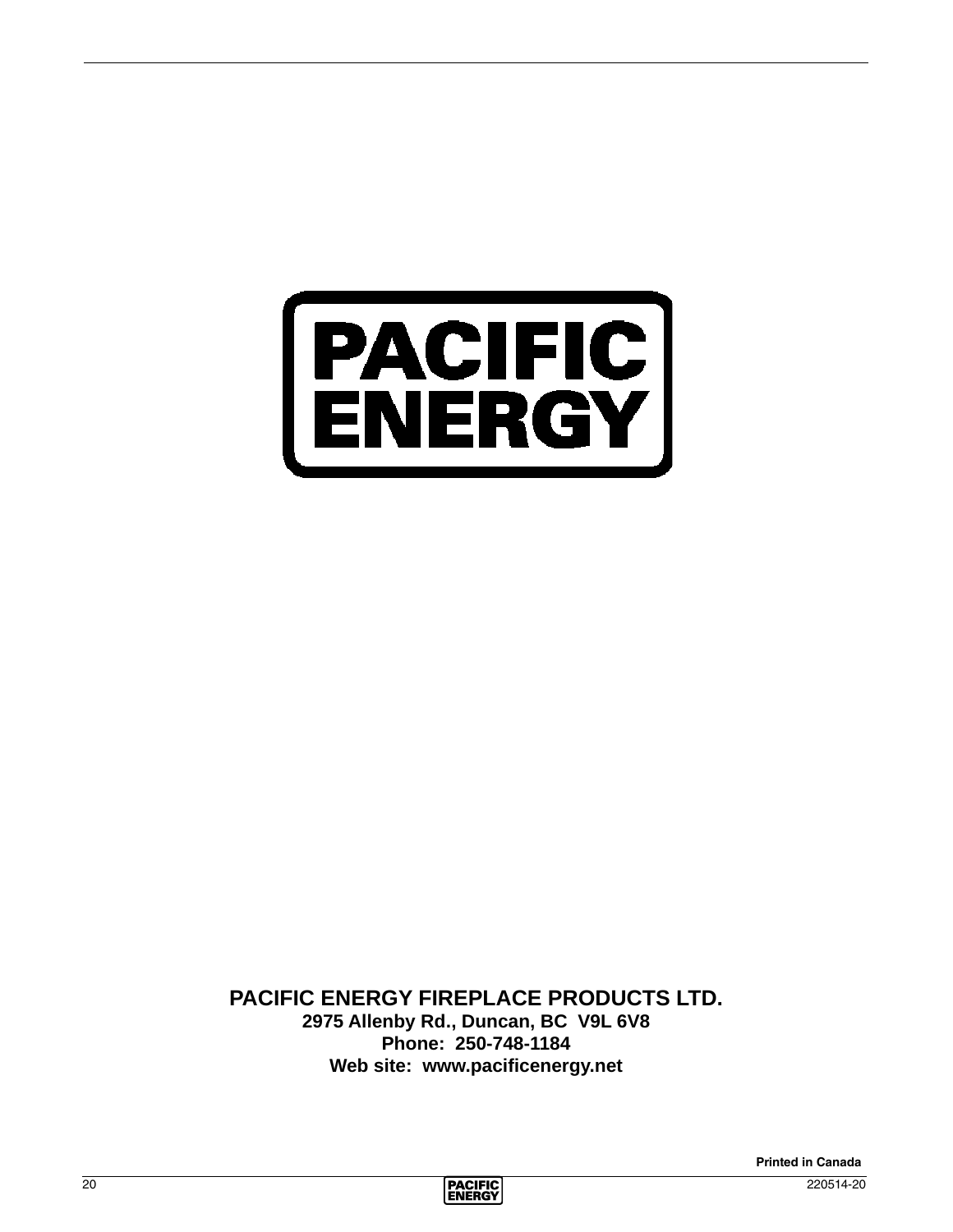PACIFIC
ENERGY

**PACIFIC ENERGY FIREPLACE PRODUCTS LTD.**

**2975 Allenby Rd., Duncan, BC  V9L 6V8**

**Phone:  250-748-1184**

**Web site:  www.pacificenergy.net**

**Printed in Canada**

220514-20